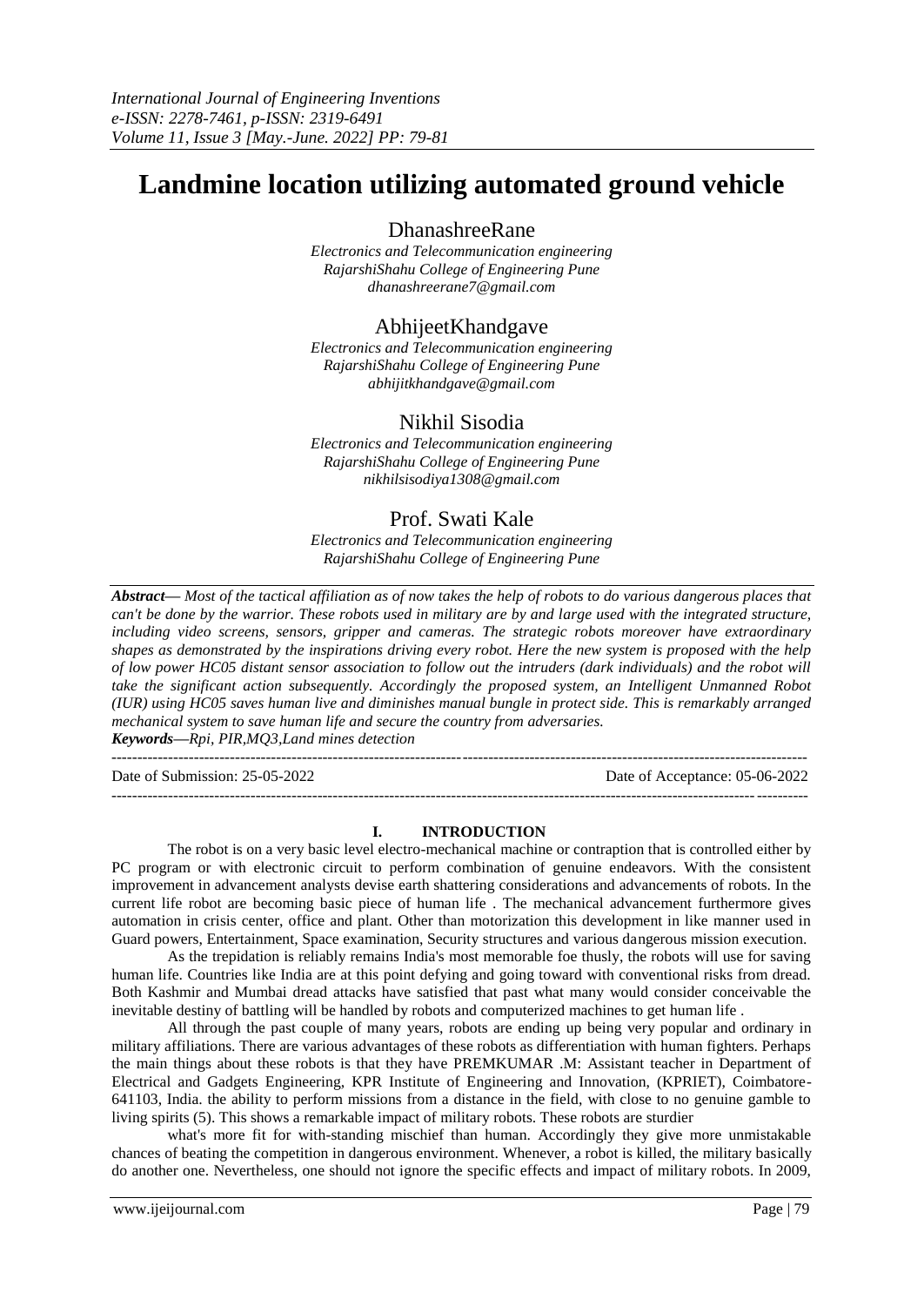# Landmine location utilizing automated ground vehicle

**DhanashreeRane**
*Electronics and Telecommunication engineering*
*RajarshiShahu College of Engineering Pune*
*dhanashreerane7@gmail.com*

**AbhijeetKhandgave**
*Electronics and Telecommunication engineering*
*RajarshiShahu College of Engineering Pune*
*abhijitkhandgave@gmail.com*

**Nikhil Sisodia**
*Electronics and Telecommunication engineering*
*RajarshiShahu College of Engineering Pune*
*nikhilsisodiya1308@gmail.com*

**Prof. Swati Kale**
*Electronics and Telecommunication engineering*
*RajarshiShahu College of Engineering Pune*

***Abstract*****—** *Most of the tactical affiliation as of now takes the help of robots to do various dangerous places that can't be done by the warrior. These robots used in military are by and large used with the integrated structure, including video screens, sensors, gripper and cameras. The strategic robots moreover have extraordinary shapes as demonstrated by the inspirations driving every robot. Here the new system is proposed with the help of low power HC05 distant sensor association to follow out the intruders (dark individuals) and the robot will take the significant action subsequently. Accordingly the proposed system, an Intelligent Unmanned Robot (IUR) using HC05 saves human live and diminishes manual bungle in protect side. This is remarkably arranged mechanical system to save human life and secure the country from adversaries.*

***Keywords*****—***Rpi, PIR,MQ3,Land mines detection*

---

Date of Submission: 25-05-2022 | Date of Acceptance: 05-06-2022

---

## I. INTRODUCTION

The robot is on a very basic level electro-mechanical machine or contraption that is controlled either by PC program or with electronic circuit to perform combination of genuine endeavors. With the consistent improvement in advancement analysts devise earth shattering considerations and advancements of robots. In the current life robot are becoming basic piece of human life . The mechanical advancement furthermore gives automation in crisis center, office and plant. Other than motorization this development in like manner used in Guard powers, Entertainment, Space examination, Security structures and various dangerous mission execution.

As the trepidation is reliably remains India's most memorable foe thusly, the robots will use for saving human life. Countries like India are at this point defying and going toward with conventional risks from dread. Both Kashmir and Mumbai dread attacks have satisfied that past what many would consider conceivable the inevitable destiny of battling will be handled by robots and computerized machines to get human life .

All through the past couple of many years, robots are ending up being very popular and ordinary in military affiliations. There are various advantages of these robots as differentiation with human fighters. Perhaps the main things about these robots is that they have PREMKUMAR .M: Assistant teacher in Department of Electrical and Gadgets Engineering, KPR Institute of Engineering and Innovation, (KPRIET), Coimbatore-641103, India. the ability to perform missions from a distance in the field, with close to no genuine gamble to living spirits (5). This shows a remarkable impact of military robots. These robots are sturdier

what's more fit for with-standing mischief than human. Accordingly they give more unmistakable chances of beating the competition in dangerous environment. Whenever, a robot is killed, the military basically do another one. Nevertheless, one should not ignore the specific effects and impact of military robots. In 2009,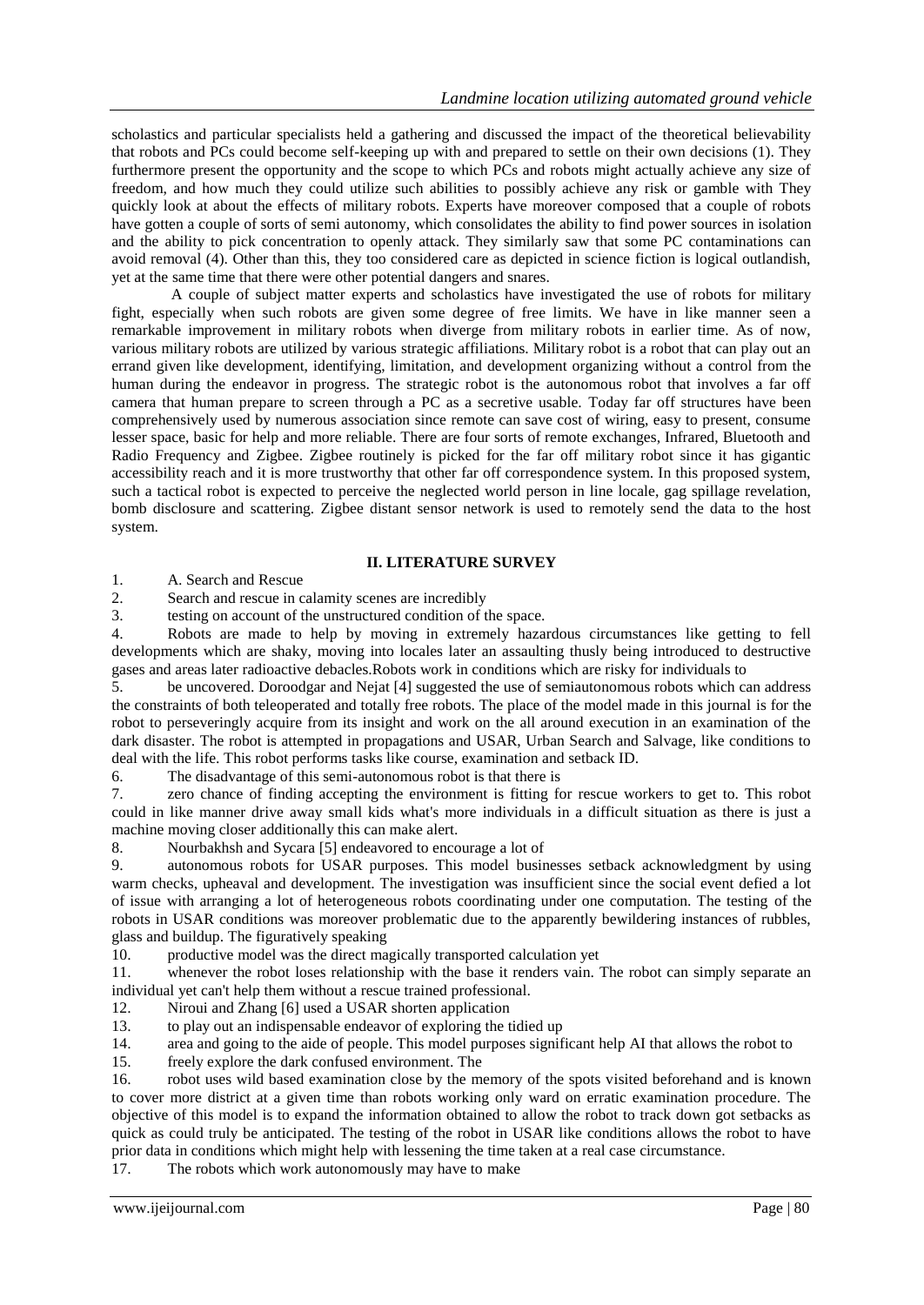scholastics and particular specialists held a gathering and discussed the impact of the theoretical believability that robots and PCs could become self-keeping up with and prepared to settle on their own decisions (1). They furthermore present the opportunity and the scope to which PCs and robots might actually achieve any size of freedom, and how much they could utilize such abilities to possibly achieve any risk or gamble with They quickly look at about the effects of military robots. Experts have moreover composed that a couple of robots have gotten a couple of sorts of semi autonomy, which consolidates the ability to find power sources in isolation and the ability to pick concentration to openly attack. They similarly saw that some PC contaminations can avoid removal (4). Other than this, they too considered care as depicted in science fiction is logical outlandish, yet at the same time that there were other potential dangers and snares.

A couple of subject matter experts and scholastics have investigated the use of robots for military fight, especially when such robots are given some degree of free limits. We have in like manner seen a remarkable improvement in military robots when diverge from military robots in earlier time. As of now, various military robots are utilized by various strategic affiliations. Military robot is a robot that can play out an errand given like development, identifying, limitation, and development organizing without a control from the human during the endeavor in progress. The strategic robot is the autonomous robot that involves a far off camera that human prepare to screen through a PC as a secretive usable. Today far off structures have been comprehensively used by numerous association since remote can save cost of wiring, easy to present, consume lesser space, basic for help and more reliable. There are four sorts of remote exchanges, Infrared, Bluetooth and Radio Frequency and Zigbee. Zigbee routinely is picked for the far off military robot since it has gigantic accessibility reach and it is more trustworthy that other far off correspondence system. In this proposed system, such a tactical robot is expected to perceive the neglected world person in line locale, gag spillage revelation, bomb disclosure and scattering. Zigbee distant sensor network is used to remotely send the data to the host system.

## II. LITERATURE SURVEY

1. A. Search and Rescue
2. Search and rescue in calamity scenes are incredibly
3. testing on account of the unstructured condition of the space.
4. Robots are made to help by moving in extremely hazardous circumstances like getting to fell developments which are shaky, moving into locales later an assaulting thusly being introduced to destructive gases and areas later radioactive debacles.Robots work in conditions which are risky for individuals to
5. be uncovered. Doroodgar and Nejat [4] suggested the use of semiautonomous robots which can address the constraints of both teleoperated and totally free robots. The place of the model made in this journal is for the robot to perseveringly acquire from its insight and work on the all around execution in an examination of the dark disaster. The robot is attempted in propagations and USAR, Urban Search and Salvage, like conditions to deal with the life. This robot performs tasks like course, examination and setback ID.
6. The disadvantage of this semi-autonomous robot is that there is
7. zero chance of finding accepting the environment is fitting for rescue workers to get to. This robot could in like manner drive away small kids what's more individuals in a difficult situation as there is just a machine moving closer additionally this can make alert.
8. Nourbakhsh and Sycara [5] endeavored to encourage a lot of
9. autonomous robots for USAR purposes. This model businesses setback acknowledgment by using warm checks, upheaval and development. The investigation was insufficient since the social event defied a lot of issue with arranging a lot of heterogeneous robots coordinating under one computation. The testing of the robots in USAR conditions was moreover problematic due to the apparently bewildering instances of rubbles, glass and buildup. The figuratively speaking
10. productive model was the direct magically transported calculation yet
11. whenever the robot loses relationship with the base it renders vain. The robot can simply separate an individual yet can't help them without a rescue trained professional.
12. Niroui and Zhang [6] used a USAR shorten application
13. to play out an indispensable endeavor of exploring the tidied up
14. area and going to the aide of people. This model purposes significant help AI that allows the robot to
15. freely explore the dark confused environment. The
16. robot uses wild based examination close by the memory of the spots visited beforehand and is known to cover more district at a given time than robots working only ward on erratic examination procedure. The objective of this model is to expand the information obtained to allow the robot to track down got setbacks as quick as could truly be anticipated. The testing of the robot in USAR like conditions allows the robot to have prior data in conditions which might help with lessening the time taken at a real case circumstance.
17. The robots which work autonomously may have to make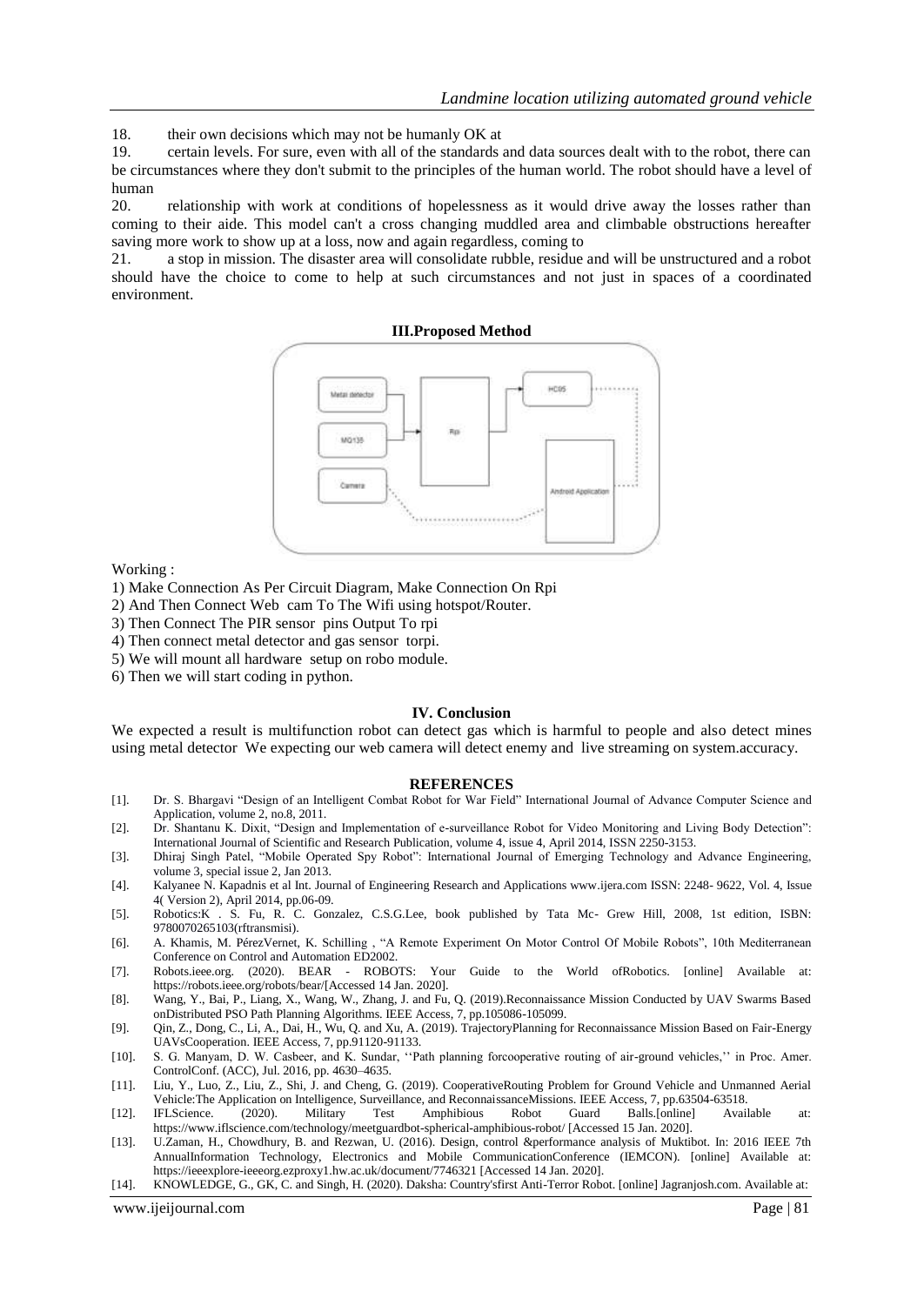18. their own decisions which may not be humanly OK at

19. certain levels. For sure, even with all of the standards and data sources dealt with to the robot, there can be circumstances where they don't submit to the principles of the human world. The robot should have a level of human

20. relationship with work at conditions of hopelessness as it would drive away the losses rather than coming to their aide. This model can't a cross changing muddled area and climbable obstructions hereafter saving more work to show up at a loss, now and again regardless, coming to

21. a stop in mission. The disaster area will consolidate rubble, residue and will be unstructured and a robot should have the choice to come to help at such circumstances and not just in spaces of a coordinated environment.

## III.Proposed Method

Metal detector

MQ135

Camera

Rpi

HC05

Android Application

Working :

1) Make Connection As Per Circuit Diagram, Make Connection On Rpi
2) And Then Connect Web cam To The Wifi using hotspot/Router.
3) Then Connect The PIR sensor pins Output To rpi
4) Then connect metal detector and gas sensor torpi.
5) We will mount all hardware setup on robo module.
6) Then we will start coding in python.

## IV. Conclusion

We expected a result is multifunction robot can detect gas which is harmful to people and also detect mines using metal detector We expecting our web camera will detect enemy and live streaming on system.accuracy.

## REFERENCES

[1]. Dr. S. Bhargavi "Design of an Intelligent Combat Robot for War Field" International Journal of Advance Computer Science and Application, volume 2, no.8, 2011.

[2]. Dr. Shantanu K. Dixit, "Design and Implementation of e-surveillance Robot for Video Monitoring and Living Body Detection": International Journal of Scientific and Research Publication, volume 4, issue 4, April 2014, ISSN 2250-3153.

[3]. Dhiraj Singh Patel, "Mobile Operated Spy Robot": International Journal of Emerging Technology and Advance Engineering, volume 3, special issue 2, Jan 2013.

[4]. Kalyanee N. Kapadnis et al Int. Journal of Engineering Research and Applications www.ijera.com ISSN: 2248- 9622, Vol. 4, Issue 4( Version 2), April 2014, pp.06-09.

[5]. Robotics:K . S. Fu, R. C. Gonzalez, C.S.G.Lee, book published by Tata Mc- Grew Hill, 2008, 1st edition, ISBN: 9780070265103(rftransmisi).

[6]. A. Khamis, M. PérezVernet, K. Schilling , "A Remote Experiment On Motor Control Of Mobile Robots", 10th Mediterranean Conference on Control and Automation ED2002.

[7]. Robots.ieee.org. (2020). BEAR - ROBOTS: Your Guide to the World ofRobotics. [online] Available at: https://robots.ieee.org/robots/bear/[Accessed 14 Jan. 2020].

[8]. Wang, Y., Bai, P., Liang, X., Wang, W., Zhang, J. and Fu, Q. (2019).Reconnaissance Mission Conducted by UAV Swarms Based onDistributed PSO Path Planning Algorithms. IEEE Access, 7, pp.105086-105099.

[9]. Qin, Z., Dong, C., Li, A., Dai, H., Wu, Q. and Xu, A. (2019). TrajectoryPlanning for Reconnaissance Mission Based on Fair-Energy UAVsCooperation. IEEE Access, 7, pp.91120-91133.

[10]. S. G. Manyam, D. W. Casbeer, and K. Sundar, ''Path planning forcooperative routing of air-ground vehicles,'' in Proc. Amer. ControlConf. (ACC), Jul. 2016, pp. 4630–4635.

[11]. Liu, Y., Luo, Z., Liu, Z., Shi, J. and Cheng, G. (2019). CooperativeRouting Problem for Ground Vehicle and Unmanned Aerial Vehicle:The Application on Intelligence, Surveillance, and ReconnaissanceMissions. IEEE Access, 7, pp.63504-63518.

[12]. IFLScience. (2020). Military Test Amphibious Robot Guard Balls.[online] Available at: https://www.iflscience.com/technology/meetguardbot-spherical-amphibious-robot/ [Accessed 15 Jan. 2020].

[13]. U.Zaman, H., Chowdhury, B. and Rezwan, U. (2016). Design, control &performance analysis of Muktibot. In: 2016 IEEE 7th AnnualInformation Technology, Electronics and Mobile CommunicationConference (IEMCON). [online] Available at: https://ieeexplore-ieeeorg.ezproxy1.hw.ac.uk/document/7746321 [Accessed 14 Jan. 2020].

[14]. KNOWLEDGE, G., GK, C. and Singh, H. (2020). Daksha: Country'sfirst Anti-Terror Robot. [online] Jagranjosh.com. Available at: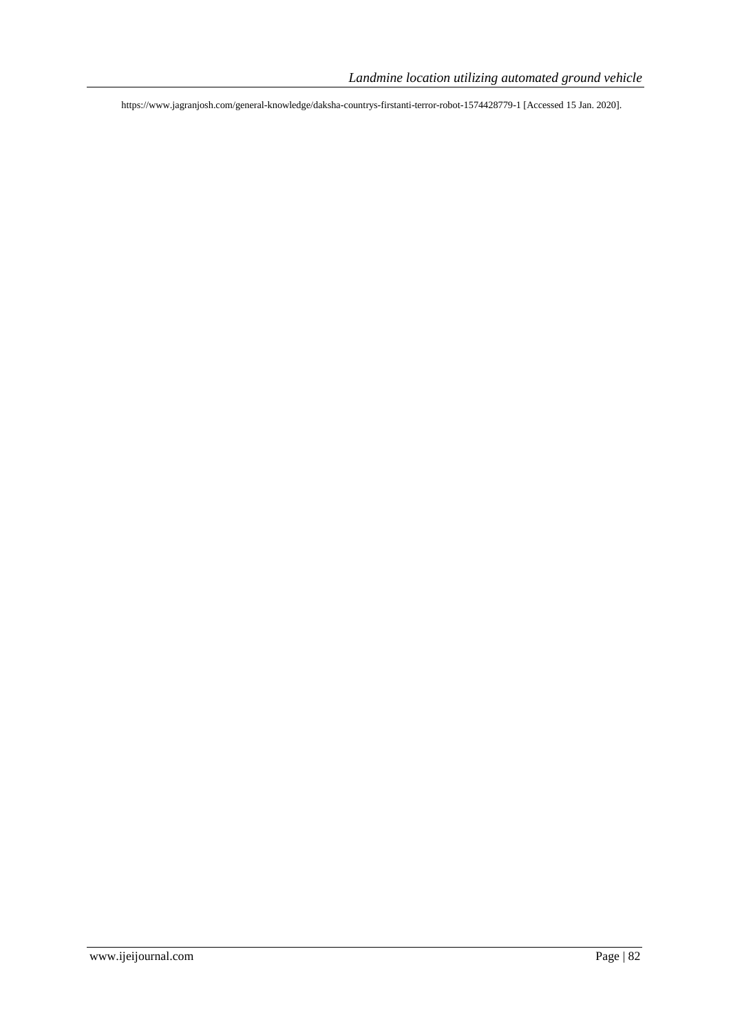https://www.jagranjosh.com/general-knowledge/daksha-countrys-firstanti-terror-robot-1574428779-1 [Accessed 15 Jan. 2020].